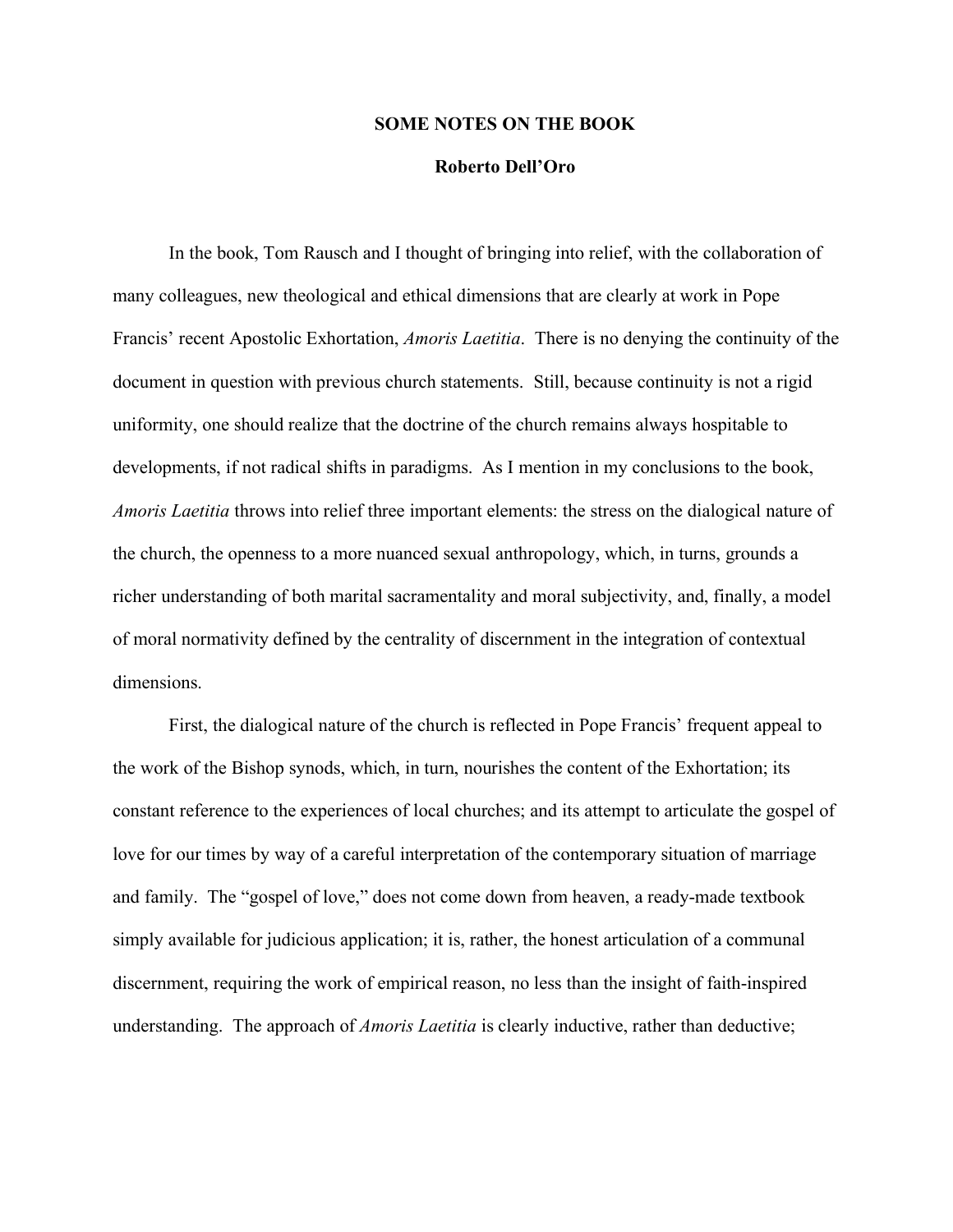# SOME NOTES ON THE BOOK

**Roberto Dell'Oro**

In the book, Tom Rausch and I thought of bringing into relief, with the collaboration of many colleagues, new theological and ethical dimensions that are clearly at work in Pope Francis' recent Apostolic Exhortation, *Amoris Laetitia*. There is no denying the continuity of the document in question with previous church statements. Still, because continuity is not a rigid uniformity, one should realize that the doctrine of the church remains always hospitable to developments, if not radical shifts in paradigms. As I mention in my conclusions to the book, *Amoris Laetitia* throws into relief three important elements: the stress on the dialogical nature of the church, the openness to a more nuanced sexual anthropology, which, in turns, grounds a richer understanding of both marital sacramentality and moral subjectivity, and, finally, a model of moral normativity defined by the centrality of discernment in the integration of contextual dimensions.

First, the dialogical nature of the church is reflected in Pope Francis' frequent appeal to the work of the Bishop synods, which, in turn, nourishes the content of the Exhortation; its constant reference to the experiences of local churches; and its attempt to articulate the gospel of love for our times by way of a careful interpretation of the contemporary situation of marriage and family. The "gospel of love," does not come down from heaven, a ready-made textbook simply available for judicious application; it is, rather, the honest articulation of a communal discernment, requiring the work of empirical reason, no less than the insight of faith-inspired understanding. The approach of *Amoris Laetitia* is clearly inductive, rather than deductive;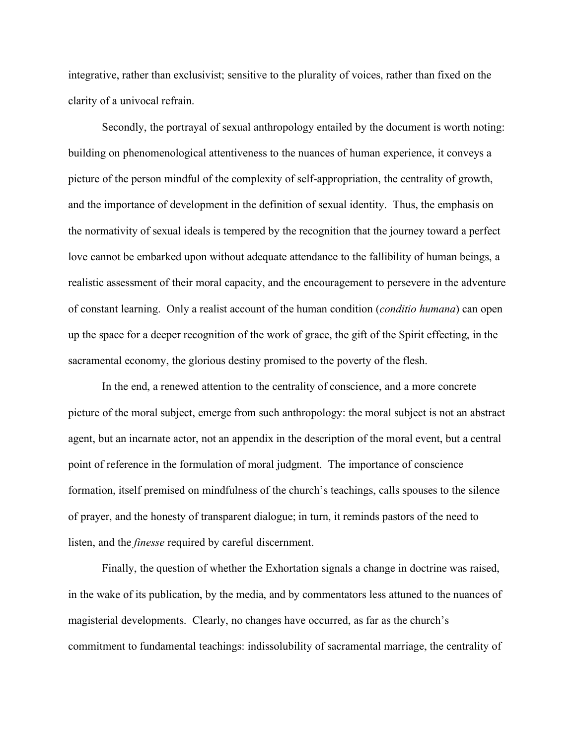integrative, rather than exclusivist; sensitive to the plurality of voices, rather than fixed on the clarity of a univocal refrain.

Secondly, the portrayal of sexual anthropology entailed by the document is worth noting: building on phenomenological attentiveness to the nuances of human experience, it conveys a picture of the person mindful of the complexity of self-appropriation, the centrality of growth, and the importance of development in the definition of sexual identity. Thus, the emphasis on the normativity of sexual ideals is tempered by the recognition that the journey toward a perfect love cannot be embarked upon without adequate attendance to the fallibility of human beings, a realistic assessment of their moral capacity, and the encouragement to persevere in the adventure of constant learning. Only a realist account of the human condition (*conditio humana*) can open up the space for a deeper recognition of the work of grace, the gift of the Spirit effecting, in the sacramental economy, the glorious destiny promised to the poverty of the flesh.

In the end, a renewed attention to the centrality of conscience, and a more concrete picture of the moral subject, emerge from such anthropology: the moral subject is not an abstract agent, but an incarnate actor, not an appendix in the description of the moral event, but a central point of reference in the formulation of moral judgment. The importance of conscience formation, itself premised on mindfulness of the church's teachings, calls spouses to the silence of prayer, and the honesty of transparent dialogue; in turn, it reminds pastors of the need to listen, and the *finesse* required by careful discernment.

Finally, the question of whether the Exhortation signals a change in doctrine was raised, in the wake of its publication, by the media, and by commentators less attuned to the nuances of magisterial developments. Clearly, no changes have occurred, as far as the church's commitment to fundamental teachings: indissolubility of sacramental marriage, the centrality of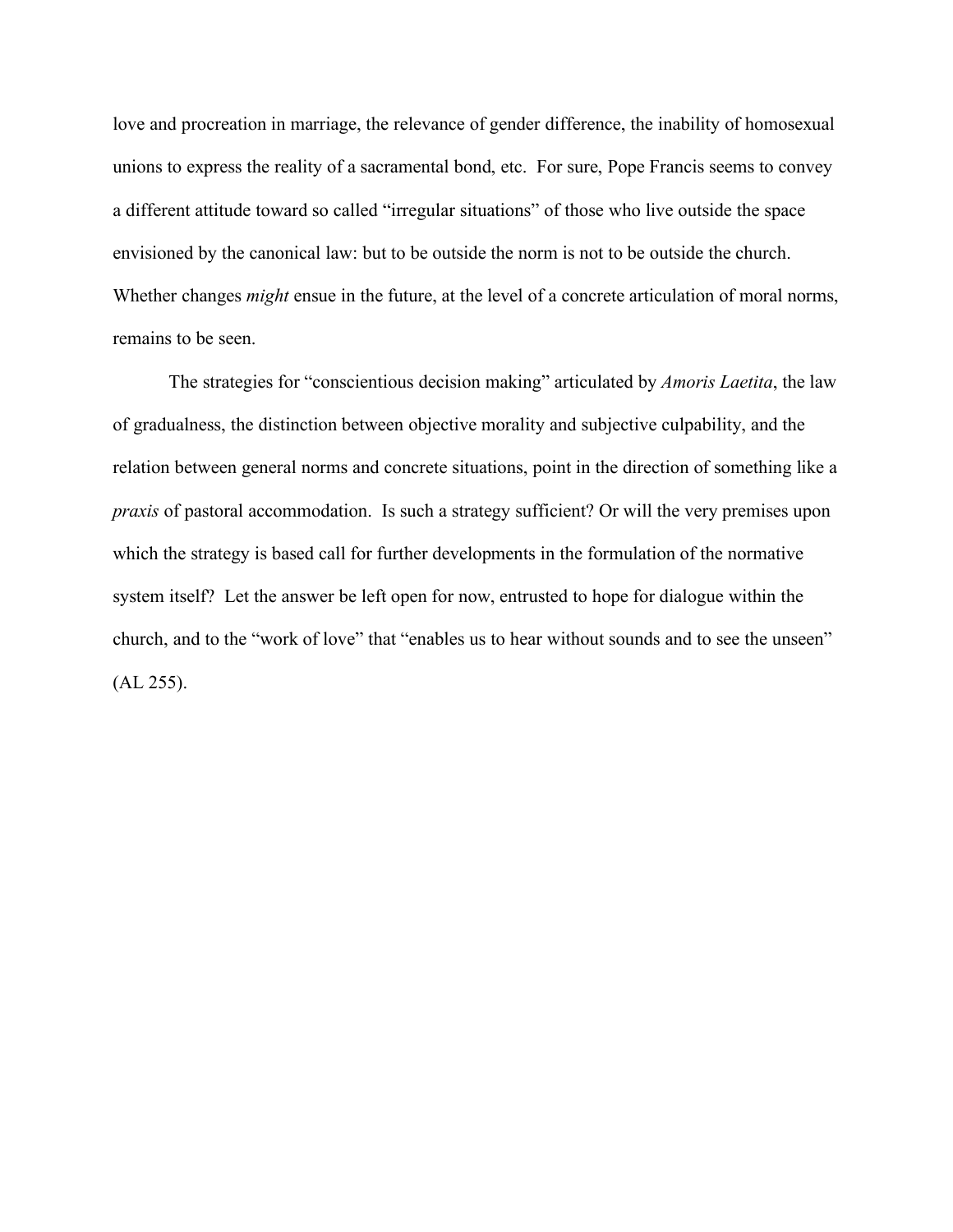love and procreation in marriage, the relevance of gender difference, the inability of homosexual unions to express the reality of a sacramental bond, etc.  For sure, Pope Francis seems to convey a different attitude toward so called "irregular situations" of those who live outside the space envisioned by the canonical law: but to be outside the norm is not to be outside the church. Whether changes *might* ensue in the future, at the level of a concrete articulation of moral norms, remains to be seen.

The strategies for "conscientious decision making" articulated by *Amoris Laetita*, the law of gradualness, the distinction between objective morality and subjective culpability, and the relation between general norms and concrete situations, point in the direction of something like a *praxis* of pastoral accommodation.  Is such a strategy sufficient? Or will the very premises upon which the strategy is based call for further developments in the formulation of the normative system itself?  Let the answer be left open for now, entrusted to hope for dialogue within the church, and to the "work of love" that "enables us to hear without sounds and to see the unseen" (AL 255).